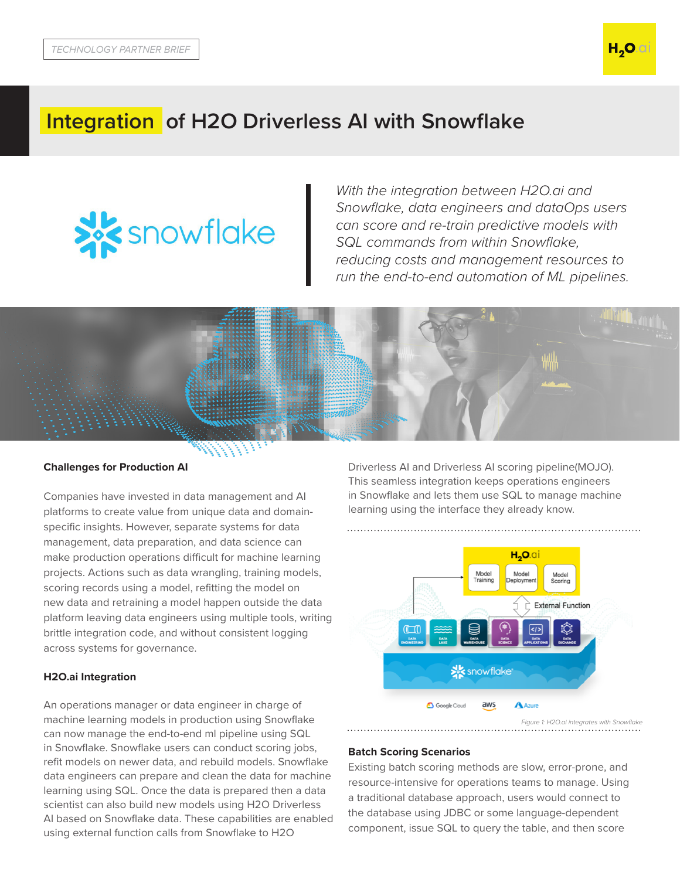TECHNOLOGY PARTNER BRIEF

# Integration of H2O Driverless AI with Snowflake

*With the integration between H2O.ai and Snowflake, data engineers and dataOps users can score and re-train predictive models with SQL commands from within Snowflake, reducing costs and management resources to run the end-to-end automation of ML pipelines.*

### Challenges for Production AI

Companies have invested in data management and AI platforms to create value from unique data and domain-specific insights. However, separate systems for data management, data preparation, and data science can make production operations difficult for machine learning projects. Actions such as data wrangling, training models, scoring records using a model, refitting the model on new data and retraining a model happen outside the data platform leaving data engineers using multiple tools, writing brittle integration code, and without consistent logging across systems for governance.

### H2O.ai Integration

An operations manager or data engineer in charge of machine learning models in production using Snowflake can now manage the end-to-end ml pipeline using SQL in Snowflake. Snowflake users can conduct scoring jobs, refit models on newer data, and rebuild models. Snowflake data engineers can prepare and clean the data for machine learning using SQL. Once the data is prepared then a data scientist can also build new models using H2O Driverless AI based on Snowflake data. These capabilities are enabled using external function calls from Snowflake to H2O Driverless AI and Driverless AI scoring pipeline(MOJO). This seamless integration keeps operations engineers in Snowflake and lets them use SQL to manage machine learning using the interface they already know.

*Figure 1: H2O.ai integrates with Snowflake*

### Batch Scoring Scenarios

Existing batch scoring methods are slow, error-prone, and resource-intensive for operations teams to manage. Using a traditional database approach, users would connect to the database using JDBC or some language-dependent component, issue SQL to query the table, and then score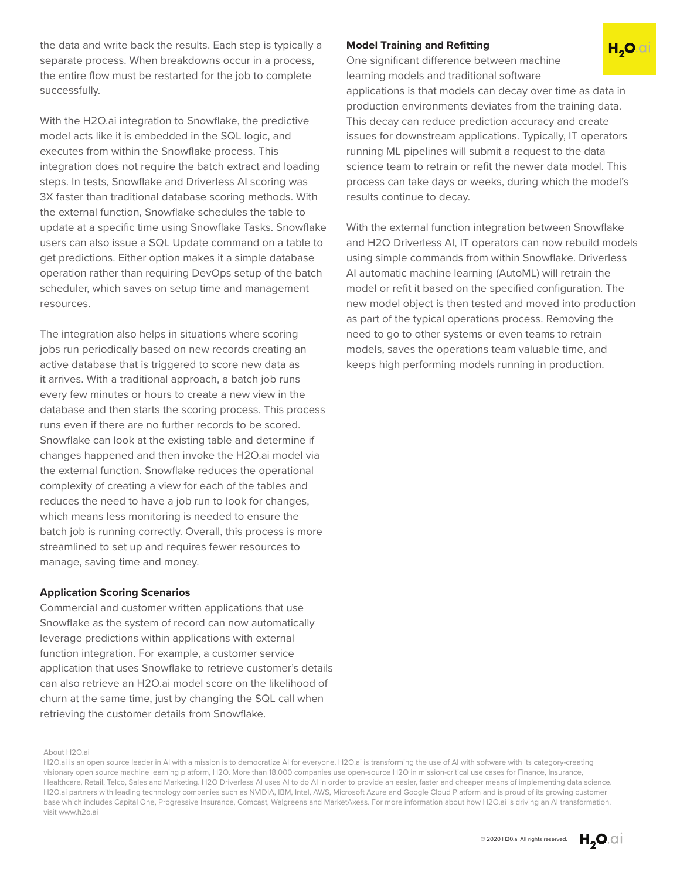the data and write back the results. Each step is typically a separate process. When breakdowns occur in a process, the entire flow must be restarted for the job to complete successfully.

With the H2O.ai integration to Snowflake, the predictive model acts like it is embedded in the SQL logic, and executes from within the Snowflake process. This integration does not require the batch extract and loading steps. In tests, Snowflake and Driverless AI scoring was 3X faster than traditional database scoring methods. With the external function, Snowflake schedules the table to update at a specific time using Snowflake Tasks. Snowflake users can also issue a SQL Update command on a table to get predictions. Either option makes it a simple database operation rather than requiring DevOps setup of the batch scheduler, which saves on setup time and management resources.

The integration also helps in situations where scoring jobs run periodically based on new records creating an active database that is triggered to score new data as it arrives. With a traditional approach, a batch job runs every few minutes or hours to create a new view in the database and then starts the scoring process. This process runs even if there are no further records to be scored. Snowflake can look at the existing table and determine if changes happened and then invoke the H2O.ai model via the external function. Snowflake reduces the operational complexity of creating a view for each of the tables and reduces the need to have a job run to look for changes, which means less monitoring is needed to ensure the batch job is running correctly. Overall, this process is more streamlined to set up and requires fewer resources to manage, saving time and money.

**Application Scoring Scenarios**

Commercial and customer written applications that use Snowflake as the system of record can now automatically leverage predictions within applications with external function integration. For example, a customer service application that uses Snowflake to retrieve customer's details can also retrieve an H2O.ai model score on the likelihood of churn at the same time, just by changing the SQL call when retrieving the customer details from Snowflake.

**Model Training and Refitting**

One significant difference between machine learning models and traditional software applications is that models can decay over time as data in production environments deviates from the training data. This decay can reduce prediction accuracy and create issues for downstream applications. Typically, IT operators running ML pipelines will submit a request to the data science team to retrain or refit the newer data model. This process can take days or weeks, during which the model's results continue to decay.

With the external function integration between Snowflake and H2O Driverless AI, IT operators can now rebuild models using simple commands from within Snowflake. Driverless AI automatic machine learning (AutoML) will retrain the model or refit it based on the specified configuration. The new model object is then tested and moved into production as part of the typical operations process. Removing the need to go to other systems or even teams to retrain models, saves the operations team valuable time, and keeps high performing models running in production.

About H2O.ai

H2O.ai is an open source leader in AI with a mission is to democratize AI for everyone. H2O.ai is transforming the use of AI with software with its category-creating visionary open source machine learning platform, H2O. More than 18,000 companies use open-source H2O in mission-critical use cases for Finance, Insurance, Healthcare, Retail, Telco, Sales and Marketing. H2O Driverless AI uses AI to do AI in order to provide an easier, faster and cheaper means of implementing data science. H2O.ai partners with leading technology companies such as NVIDIA, IBM, Intel, AWS, Microsoft Azure and Google Cloud Platform and is proud of its growing customer base which includes Capital One, Progressive Insurance, Comcast, Walgreens and MarketAxess. For more information about how H2O.ai is driving an AI transformation, visit www.h2o.ai

© 2020 H20.ai All rights reserved.